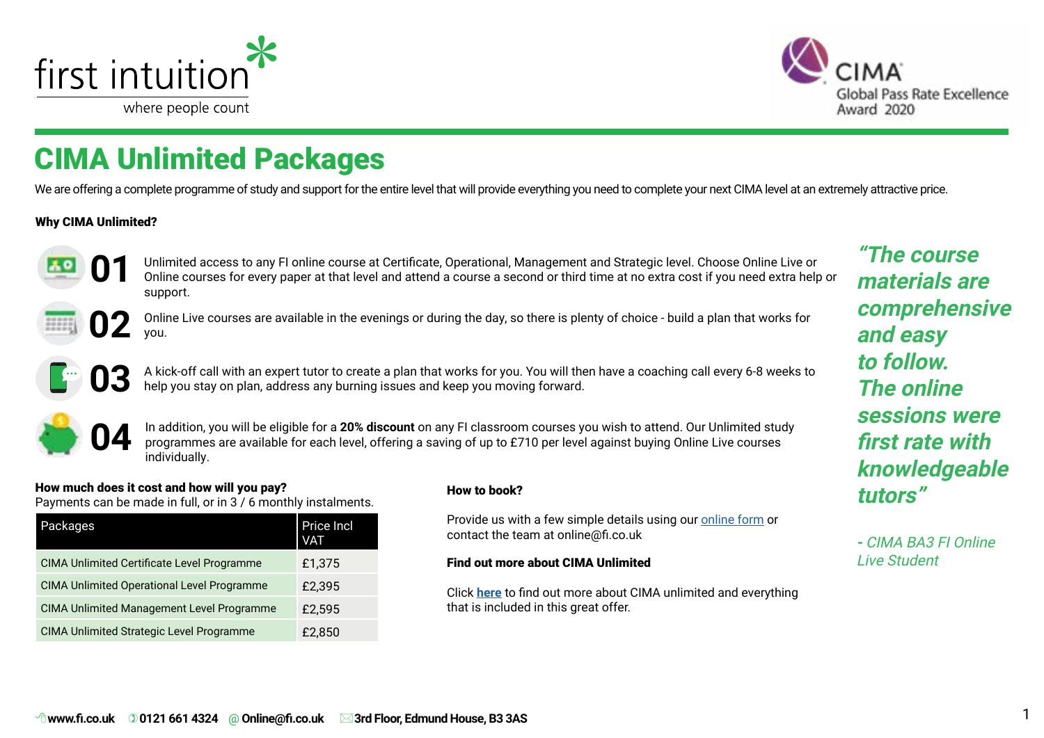first intuition
where people count

CIMA Global Pass Rate Excellence Award 2020

# CIMA Unlimited Packages

We are offering a complete programme of study and support for the entire level that will provide everything you need to complete your next CIMA level at an extremely attractive price.

**Why CIMA Unlimited?**

**01** Unlimited access to any FI online course at Certificate, Operational, Management and Strategic level. Choose Online Live or Online courses for every paper at that level and attend a course a second or third time at no extra cost if you need extra help or support.

**02** Online Live courses are available in the evenings or during the day, so there is plenty of choice - build a plan that works for you.

**03** A kick-off call with an expert tutor to create a plan that works for you. You will then have a coaching call every 6-8 weeks to help you stay on plan, address any burning issues and keep you moving forward.

**04** In addition, you will be eligible for a **20% discount** on any FI classroom courses you wish to attend. Our Unlimited study programmes are available for each level, offering a saving of up to £710 per level against buying Online Live courses individually.

*"The course materials are comprehensive and easy to follow. The online sessions were first rate with knowledgeable tutors"*

*- CIMA BA3 FI Online Live Student*

**How much does it cost and how will you pay?**
Payments can be made in full, or in 3 / 6 monthly instalments.

| Packages | Price Incl VAT |
|---|---|
| CIMA Unlimited Certificate Level Programme | £1,375 |
| CIMA Unlimited Operational Level Programme | £2,395 |
| CIMA Unlimited Management Level Programme | £2,595 |
| CIMA Unlimited Strategic Level Programme | £2,850 |

**How to book?**

Provide us with a few simple details using our online form or contact the team at online@fi.co.uk

**Find out more about CIMA Unlimited**

Click **here** to find out more about CIMA unlimited and everything that is included in this great offer.

www.fi.co.uk | 0121 661 4324 | Online@fi.co.uk | 3rd Floor, Edmund House, B3 3AS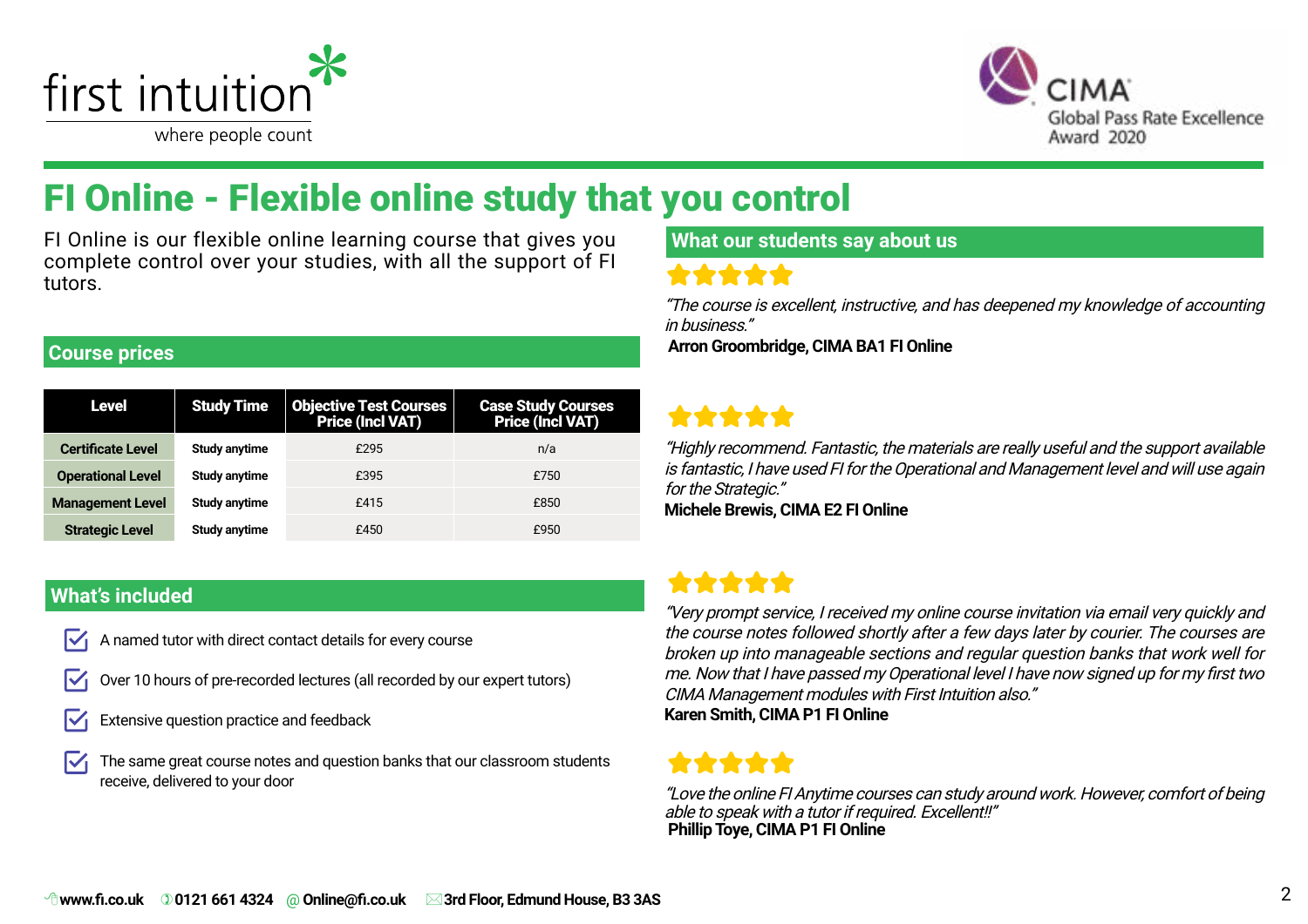first intuition
where people count

CIMA Global Pass Rate Excellence Award 2020

# FI Online - Flexible online study that you control

FI Online is our flexible online learning course that gives you complete control over your studies, with all the support of FI tutors.

## Course prices

| Level | Study Time | Objective Test Courses Price (Incl VAT) | Case Study Courses Price (Incl VAT) |
|---|---|---|---|
| Certificate Level | Study anytime | £295 | n/a |
| Operational Level | Study anytime | £395 | £750 |
| Management Level | Study anytime | £415 | £850 |
| Strategic Level | Study anytime | £450 | £950 |

## What's included

- A named tutor with direct contact details for every course
- Over 10 hours of pre-recorded lectures (all recorded by our expert tutors)
- Extensive question practice and feedback
- The same great course notes and question banks that our classroom students receive, delivered to your door

## What our students say about us

★★★★★

*"The course is excellent, instructive, and has deepened my knowledge of accounting in business."*

**Arron Groombridge, CIMA BA1 FI Online**

★★★★★

*"Highly recommend. Fantastic, the materials are really useful and the support available is fantastic, I have used FI for the Operational and Management level and will use again for the Strategic."*

**Michele Brewis, CIMA E2 FI Online**

★★★★★

*"Very prompt service, I received my online course invitation via email very quickly and the course notes followed shortly after a few days later by courier. The courses are broken up into manageable sections and regular question banks that work well for me. Now that I have passed my Operational level I have now signed up for my first two CIMA Management modules with First Intuition also."*

**Karen Smith, CIMA P1 FI Online**

★★★★★

*"Love the online FI Anytime courses can study around work. However, comfort of being able to speak with a tutor if required. Excellent!!"*

**Phillip Toye, CIMA P1 FI Online**

**www.fi.co.uk** **0121 661 4324** **Online@fi.co.uk** **3rd Floor, Edmund House, B3 3AS**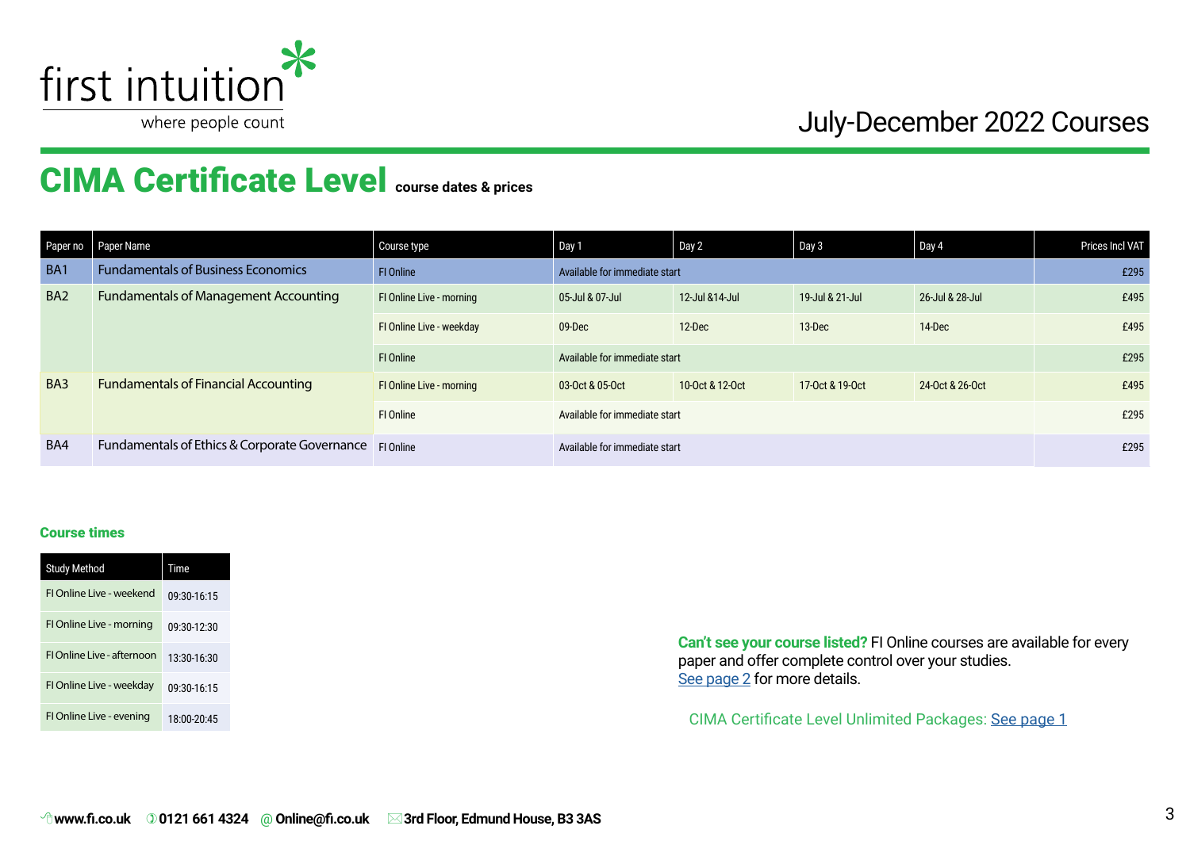# CIMA Certificate Level course dates & prices

July-December 2022 Courses

| Paper no | Paper Name | Course type | Day 1 | Day 2 | Day 3 | Day 4 | Prices Incl VAT |
|---|---|---|---|---|---|---|---|
| BA1 | Fundamentals of Business Economics | FI Online | Available for immediate start | | | | £295 |
| BA2 | Fundamentals of Management Accounting | FI Online Live - morning | 05-Jul & 07-Jul | 12-Jul &14-Jul | 19-Jul & 21-Jul | 26-Jul & 28-Jul | £495 |
| | | FI Online Live - weekday | 09-Dec | 12-Dec | 13-Dec | 14-Dec | £495 |
| | | FI Online | Available for immediate start | | | | £295 |
| BA3 | Fundamentals of Financial Accounting | FI Online Live - morning | 03-Oct & 05-Oct | 10-Oct & 12-Oct | 17-Oct & 19-Oct | 24-Oct & 26-Oct | £495 |
| | | FI Online | Available for immediate start | | | | £295 |
| BA4 | Fundamentals of Ethics & Corporate Governance | FI Online | Available for immediate start | | | | £295 |

### Course times

| Study Method | Time |
|---|---|
| FI Online Live - weekend | 09:30-16:15 |
| FI Online Live - morning | 09:30-12:30 |
| FI Online Live - afternoon | 13:30-16:30 |
| FI Online Live - weekday | 09:30-16:15 |
| FI Online Live - evening | 18:00-20:45 |

**Can't see your course listed?** FI Online courses are available for every paper and offer complete control over your studies. See page 2 for more details.

CIMA Certificate Level Unlimited Packages: See page 1

www.fi.co.uk | 0121 661 4324 | Online@fi.co.uk | 3rd Floor, Edmund House, B3 3AS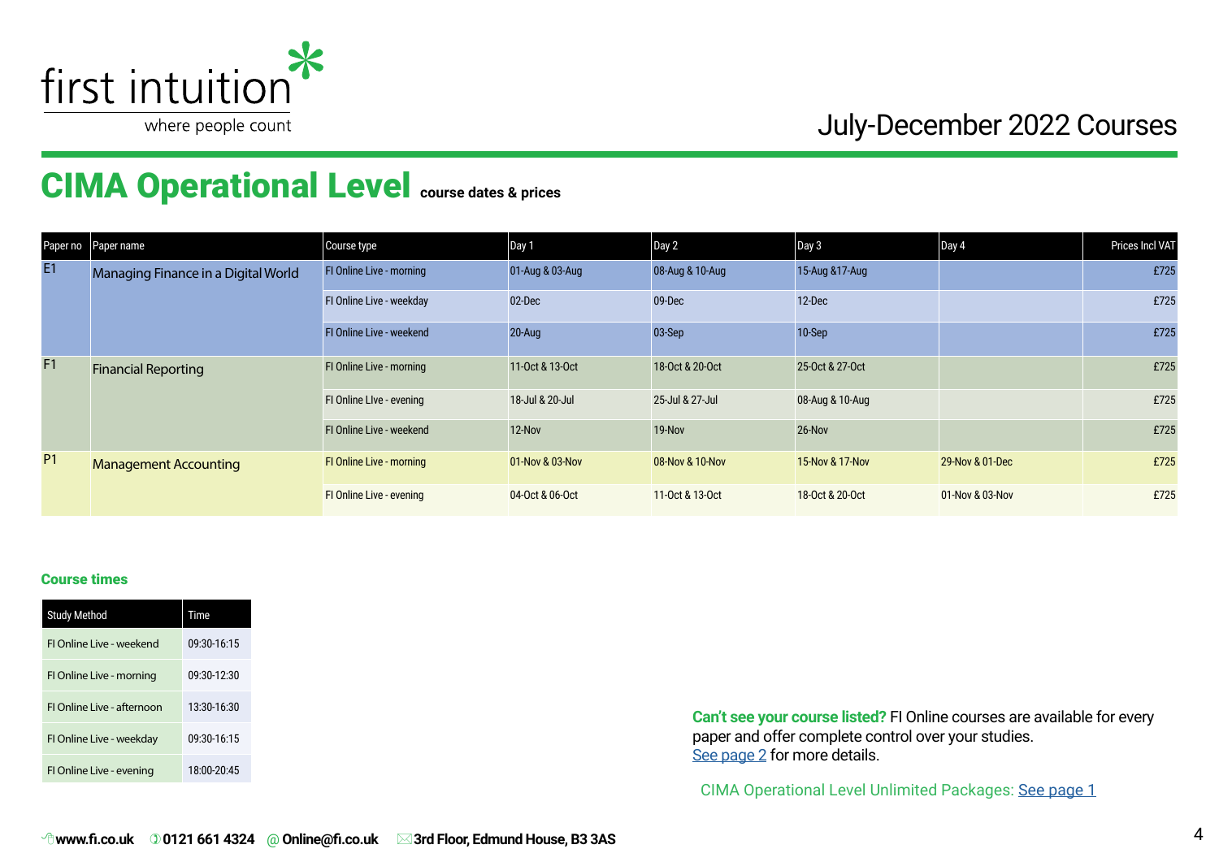July-December 2022 Courses

# CIMA Operational Level **course dates & prices**

| Paper no | Paper name | Course type | Day 1 | Day 2 | Day 3 | Day 4 | Prices Incl VAT |
|---|---|---|---|---|---|---|---|
| E1 | Managing Finance in a Digital World | FI Online Live - morning | 01-Aug & 03-Aug | 08-Aug & 10-Aug | 15-Aug &17-Aug | | £725 |
| | | FI Online Live - weekday | 02-Dec | 09-Dec | 12-Dec | | £725 |
| | | FI Online Live - weekend | 20-Aug | 03-Sep | 10-Sep | | £725 |
| F1 | Financial Reporting | FI Online Live - morning | 11-Oct & 13-Oct | 18-Oct & 20-Oct | 25-Oct & 27-Oct | | £725 |
| | | FI Online LIve - evening | 18-Jul & 20-Jul | 25-Jul & 27-Jul | 08-Aug & 10-Aug | | £725 |
| | | FI Online Live - weekend | 12-Nov | 19-Nov | 26-Nov | | £725 |
| P1 | Management Accounting | FI Online Live - morning | 01-Nov & 03-Nov | 08-Nov & 10-Nov | 15-Nov & 17-Nov | 29-Nov & 01-Dec | £725 |
| | | FI Online Live - evening | 04-Oct & 06-Oct | 11-Oct & 13-Oct | 18-Oct & 20-Oct | 01-Nov & 03-Nov | £725 |

### Course times

| Study Method | Time |
|---|---|
| FI Online Live - weekend | 09:30-16:15 |
| FI Online Live - morning | 09:30-12:30 |
| FI Online Live - afternoon | 13:30-16:30 |
| FI Online Live - weekday | 09:30-16:15 |
| FI Online Live - evening | 18:00-20:45 |

**Can't see your course listed?** FI Online courses are available for every paper and offer complete control over your studies. See page 2 for more details.

CIMA Operational Level Unlimited Packages: See page 1

www.fi.co.uk 0121 661 4324 @ Online@fi.co.uk 3rd Floor, Edmund House, B3 3AS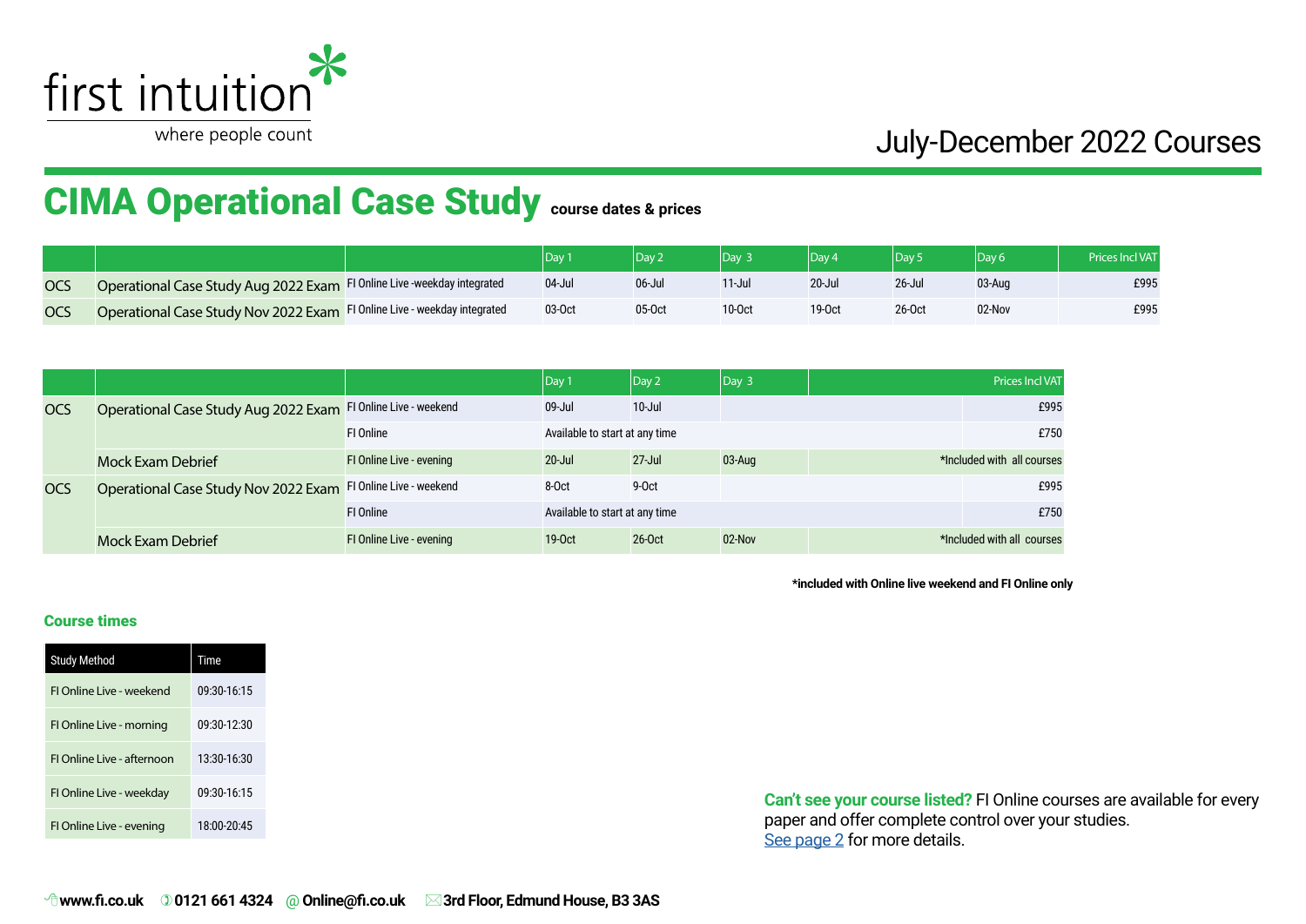# July-December 2022 Courses

## CIMA Operational Case Study course dates & prices

| | | | Day 1 | Day 2 | Day 3 | Day 4 | Day 5 | Day 6 | Prices Incl VAT |
|---|---|---|---|---|---|---|---|---|---|
| OCS | Operational Case Study Aug 2022 Exam | FI Online Live -weekday integrated | 04-Jul | 06-Jul | 11-Jul | 20-Jul | 26-Jul | 03-Aug | £995 |
| OCS | Operational Case Study Nov 2022 Exam | FI Online Live - weekday integrated | 03-Oct | 05-Oct | 10-Oct | 19-Oct | 26-Oct | 02-Nov | £995 |

| | | | Day 1 | Day 2 | Day 3 | Prices Incl VAT |
|---|---|---|---|---|---|---|
| OCS | Operational Case Study Aug 2022 Exam | FI Online Live - weekend | 09-Jul | 10-Jul | | £995 |
| | | FI Online | Available to start at any time | | | £750 |
| | Mock Exam Debrief | FI Online Live - evening | 20-Jul | 27-Jul | 03-Aug | *Included with all courses |
| OCS | Operational Case Study Nov 2022 Exam | FI Online Live - weekend | 8-Oct | 9-Oct | | £995 |
| | | FI Online | Available to start at any time | | | £750 |
| | Mock Exam Debrief | FI Online Live - evening | 19-Oct | 26-Oct | 02-Nov | *Included with all courses |

**\*included with Online live weekend and FI Online only**

### Course times

| Study Method | Time |
|---|---|
| FI Online Live - weekend | 09:30-16:15 |
| FI Online Live - morning | 09:30-12:30 |
| FI Online Live - afternoon | 13:30-16:30 |
| FI Online Live - weekday | 09:30-16:15 |
| FI Online Live - evening | 18:00-20:45 |

**Can't see your course listed?** FI Online courses are available for every paper and offer complete control over your studies. See page 2 for more details.

**www.fi.co.uk** **0121 661 4324** **Online@fi.co.uk** **3rd Floor, Edmund House, B3 3AS**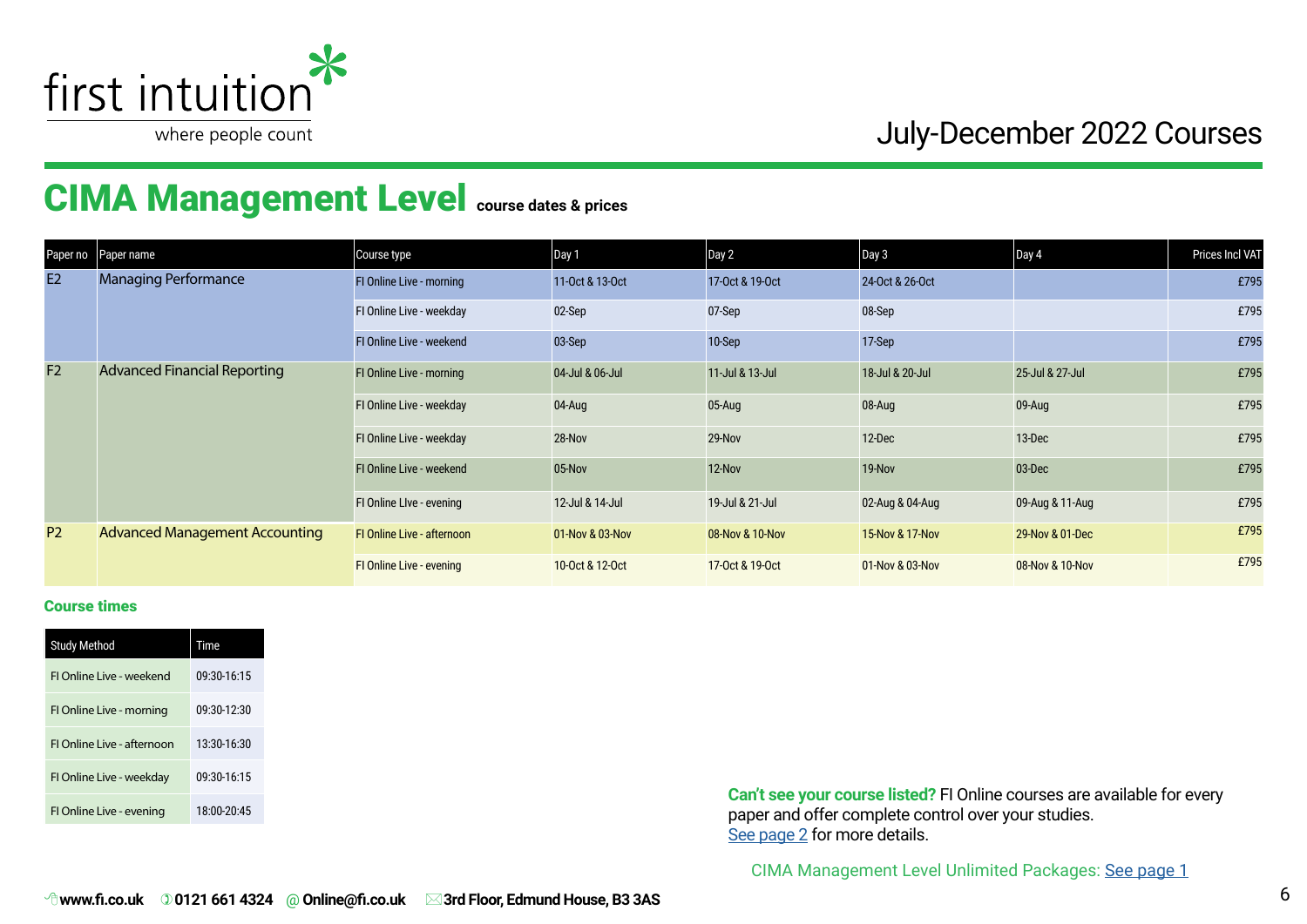# CIMA Management Level course dates & prices

July-December 2022 Courses

| Paper no | Paper name | Course type | Day 1 | Day 2 | Day 3 | Day 4 | Prices Incl VAT |
|---|---|---|---|---|---|---|---|
| E2 | Managing Performance | FI Online Live - morning | 11-Oct & 13-Oct | 17-Oct & 19-Oct | 24-Oct & 26-Oct | | £795 |
| | | FI Online Live - weekday | 02-Sep | 07-Sep | 08-Sep | | £795 |
| | | FI Online Live - weekend | 03-Sep | 10-Sep | 17-Sep | | £795 |
| F2 | Advanced Financial Reporting | FI Online Live - morning | 04-Jul & 06-Jul | 11-Jul & 13-Jul | 18-Jul & 20-Jul | 25-Jul & 27-Jul | £795 |
| | | FI Online Live - weekday | 04-Aug | 05-Aug | 08-Aug | 09-Aug | £795 |
| | | FI Online Live - weekday | 28-Nov | 29-Nov | 12-Dec | 13-Dec | £795 |
| | | FI Online Live - weekend | 05-Nov | 12-Nov | 19-Nov | 03-Dec | £795 |
| | | FI Online LIve - evening | 12-Jul & 14-Jul | 19-Jul & 21-Jul | 02-Aug & 04-Aug | 09-Aug & 11-Aug | £795 |
| P2 | Advanced Management Accounting | FI Online Live - afternoon | 01-Nov & 03-Nov | 08-Nov & 10-Nov | 15-Nov & 17-Nov | 29-Nov & 01-Dec | £795 |
| | | FI Online Live - evening | 10-Oct & 12-Oct | 17-Oct & 19-Oct | 01-Nov & 03-Nov | 08-Nov & 10-Nov | £795 |

## Course times

| Study Method | Time |
|---|---|
| FI Online Live - weekend | 09:30-16:15 |
| FI Online Live - morning | 09:30-12:30 |
| FI Online Live - afternoon | 13:30-16:30 |
| FI Online Live - weekday | 09:30-16:15 |
| FI Online Live - evening | 18:00-20:45 |

**Can't see your course listed?** FI Online courses are available for every paper and offer complete control over your studies. See page 2 for more details.

CIMA Management Level Unlimited Packages: See page 1

www.fi.co.uk | 0121 661 4324 | Online@fi.co.uk | 3rd Floor, Edmund House, B3 3AS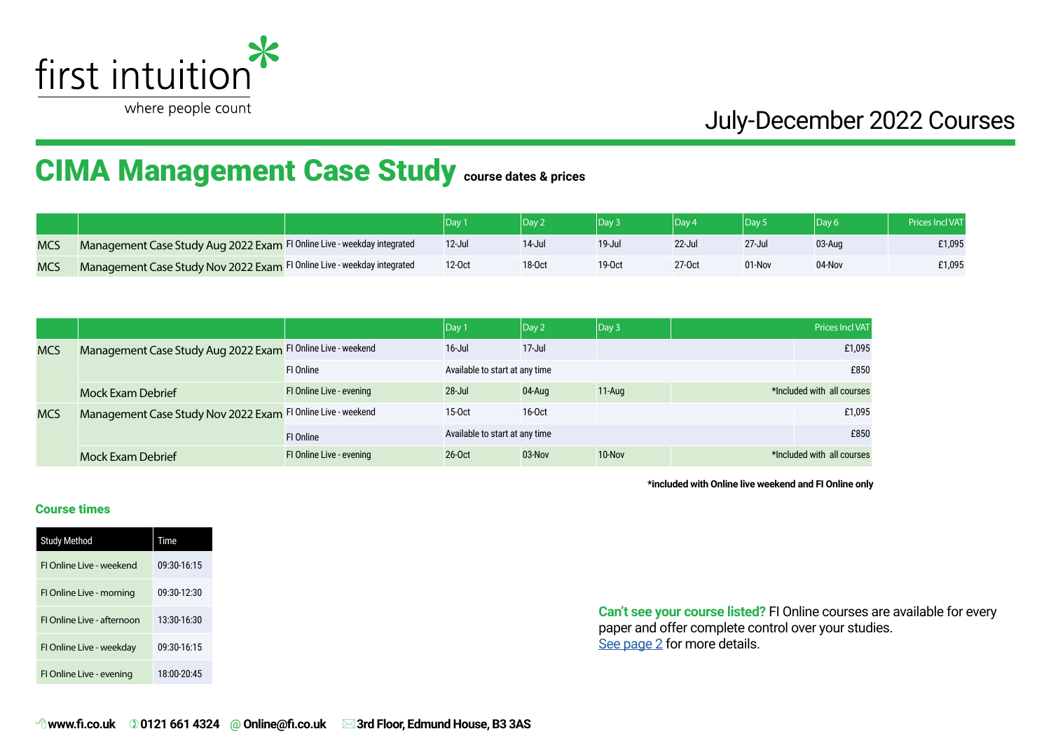first intuition
where people count

July-December 2022 Courses

# CIMA Management Case Study course dates & prices

| | | | Day 1 | Day 2 | Day 3 | Day 4 | Day 5 | Day 6 | Prices Incl VAT |
|---|---|---|---|---|---|---|---|---|---|
| MCS | Management Case Study Aug 2022 Exam | FI Online Live - weekday integrated | 12-Jul | 14-Jul | 19-Jul | 22-Jul | 27-Jul | 03-Aug | £1,095 |
| MCS | Management Case Study Nov 2022 Exam | FI Online Live - weekday integrated | 12-Oct | 18-Oct | 19-Oct | 27-Oct | 01-Nov | 04-Nov | £1,095 |

| | | | Day 1 | Day 2 | Day 3 | Prices Incl VAT |
|---|---|---|---|---|---|---|
| MCS | Management Case Study Aug 2022 Exam | FI Online Live - weekend | 16-Jul | 17-Jul | | £1,095 |
| | | FI Online | Available to start at any time | | | £850 |
| | Mock Exam Debrief | FI Online Live - evening | 28-Jul | 04-Aug | 11-Aug | *Included with all courses |
| MCS | Management Case Study Nov 2022 Exam | FI Online Live - weekend | 15-Oct | 16-Oct | | £1,095 |
| | | FI Online | Available to start at any time | | | £850 |
| | Mock Exam Debrief | FI Online Live - evening | 26-Oct | 03-Nov | 10-Nov | *Included with all courses |

**\*included with Online live weekend and FI Online only**

### Course times

| Study Method | Time |
|---|---|
| FI Online Live - weekend | 09:30-16:15 |
| FI Online Live - morning | 09:30-12:30 |
| FI Online Live - afternoon | 13:30-16:30 |
| FI Online Live - weekday | 09:30-16:15 |
| FI Online Live - evening | 18:00-20:45 |

**Can't see your course listed?** FI Online courses are available for every paper and offer complete control over your studies. See page 2 for more details.

**www.fi.co.uk** **0121 661 4324** **@ Online@fi.co.uk** **3rd Floor, Edmund House, B3 3AS**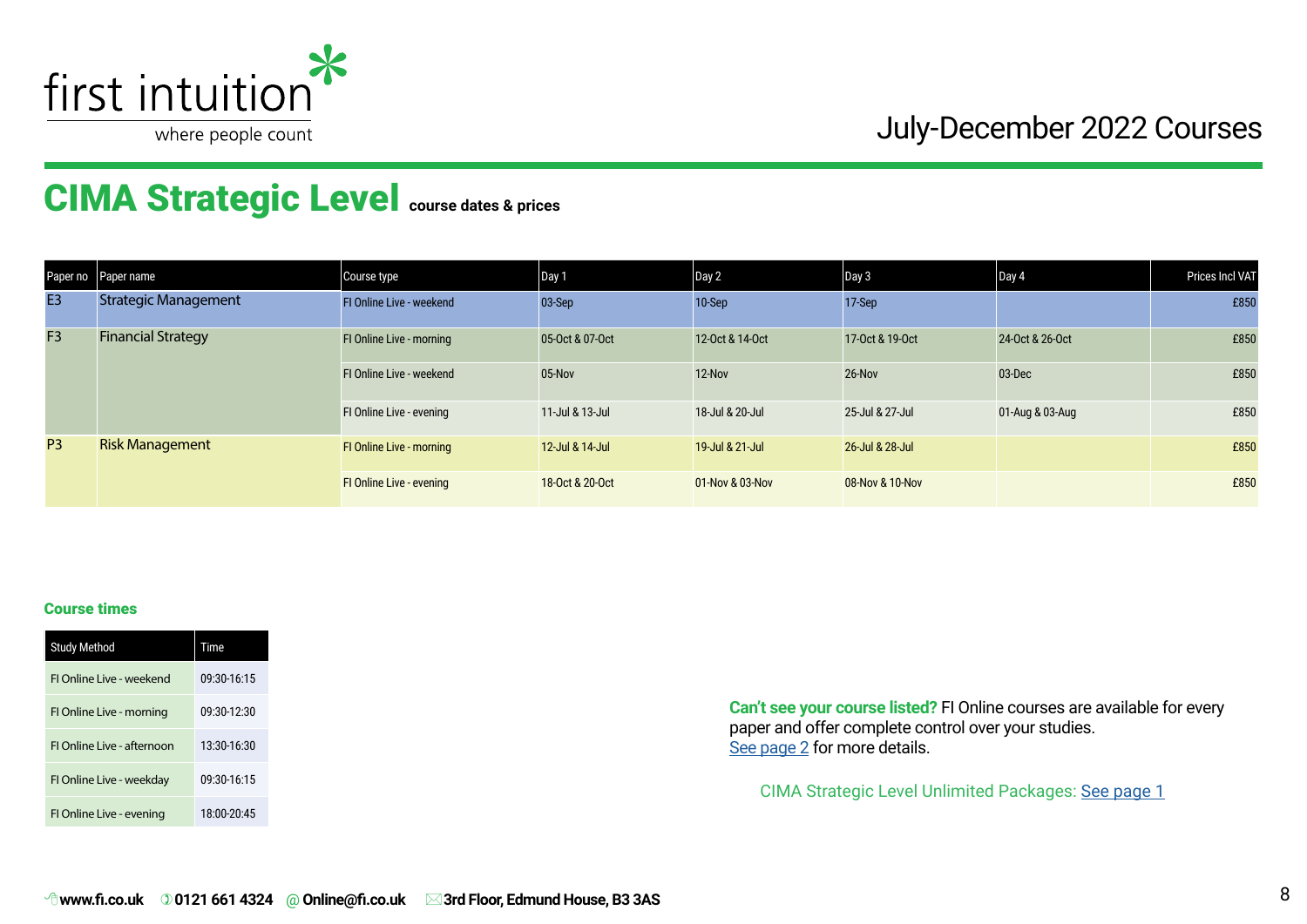first intuition
where people count

July-December 2022 Courses

# CIMA Strategic Level course dates & prices

| Paper no | Paper name | Course type | Day 1 | Day 2 | Day 3 | Day 4 | Prices Incl VAT |
|---|---|---|---|---|---|---|---|
| E3 | Strategic Management | FI Online Live - weekend | 03-Sep | 10-Sep | 17-Sep | | £850 |
| F3 | Financial Strategy | FI Online Live - morning | 05-Oct & 07-Oct | 12-Oct & 14-Oct | 17-Oct & 19-Oct | 24-Oct & 26-Oct | £850 |
| | | FI Online Live - weekend | 05-Nov | 12-Nov | 26-Nov | 03-Dec | £850 |
| | | FI Online Live - evening | 11-Jul & 13-Jul | 18-Jul & 20-Jul | 25-Jul & 27-Jul | 01-Aug & 03-Aug | £850 |
| P3 | Risk Management | FI Online Live - morning | 12-Jul & 14-Jul | 19-Jul & 21-Jul | 26-Jul & 28-Jul | | £850 |
| | | FI Online Live - evening | 18-Oct & 20-Oct | 01-Nov & 03-Nov | 08-Nov & 10-Nov | | £850 |

### Course times

| Study Method | Time |
|---|---|
| FI Online Live - weekend | 09:30-16:15 |
| FI Online Live - morning | 09:30-12:30 |
| FI Online Live - afternoon | 13:30-16:30 |
| FI Online Live - weekday | 09:30-16:15 |
| FI Online Live - evening | 18:00-20:45 |

**Can't see your course listed?** FI Online courses are available for every paper and offer complete control over your studies.
See page 2 for more details.

CIMA Strategic Level Unlimited Packages: See page 1

**www.fi.co.uk** **0121 661 4324** **@ Online@fi.co.uk** **3rd Floor, Edmund House, B3 3AS**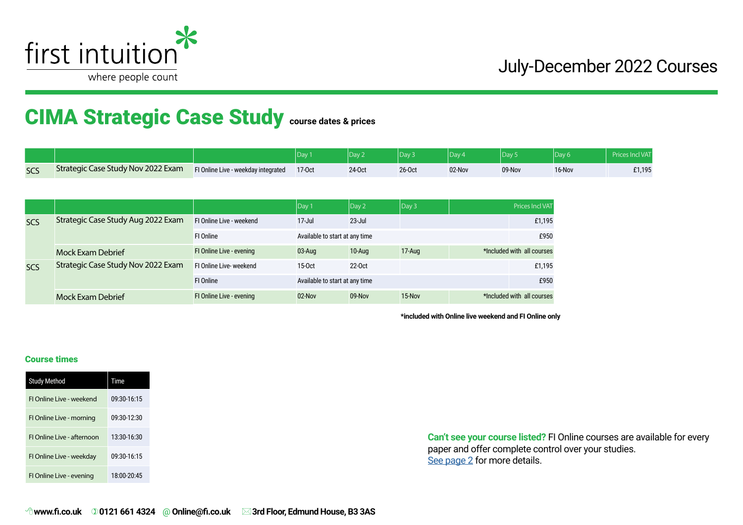first intuition
where people count

July-December 2022 Courses

# CIMA Strategic Case Study course dates & prices

| | | | Day 1 | Day 2 | Day 3 | Day 4 | Day 5 | Day 6 | Prices Incl VAT |
|---|---|---|---|---|---|---|---|---|---|
| SCS | Strategic Case Study Nov 2022 Exam | FI Online Live - weekday integrated | 17-Oct | 24-Oct | 26-Oct | 02-Nov | 09-Nov | 16-Nov | £1,195 |

| | | | Day 1 | Day 2 | Day 3 | Prices Incl VAT |
|---|---|---|---|---|---|---|
| SCS | Strategic Case Study Aug 2022 Exam | FI Online Live - weekend | 17-Jul | 23-Jul | | £1,195 |
| | | FI Online | Available to start at any time | | | £950 |
| | Mock Exam Debrief | FI Online Live - evening | 03-Aug | 10-Aug | 17-Aug | *Included with all courses |
| SCS | Strategic Case Study Nov 2022 Exam | FI Online Live- weekend | 15-Oct | 22-Oct | | £1,195 |
| | | FI Online | Available to start at any time | | | £950 |
| | Mock Exam Debrief | FI Online Live - evening | 02-Nov | 09-Nov | 15-Nov | *Included with all courses |

**\*included with Online live weekend and FI Online only**

## Course times

| Study Method | Time |
|---|---|
| FI Online Live - weekend | 09:30-16:15 |
| FI Online Live - morning | 09:30-12:30 |
| FI Online Live - afternoon | 13:30-16:30 |
| FI Online Live - weekday | 09:30-16:15 |
| FI Online Live - evening | 18:00-20:45 |

**Can't see your course listed?** FI Online courses are available for every paper and offer complete control over your studies. See page 2 for more details.

**www.fi.co.uk** **0121 661 4324** **@ Online@fi.co.uk** **3rd Floor, Edmund House, B3 3AS**